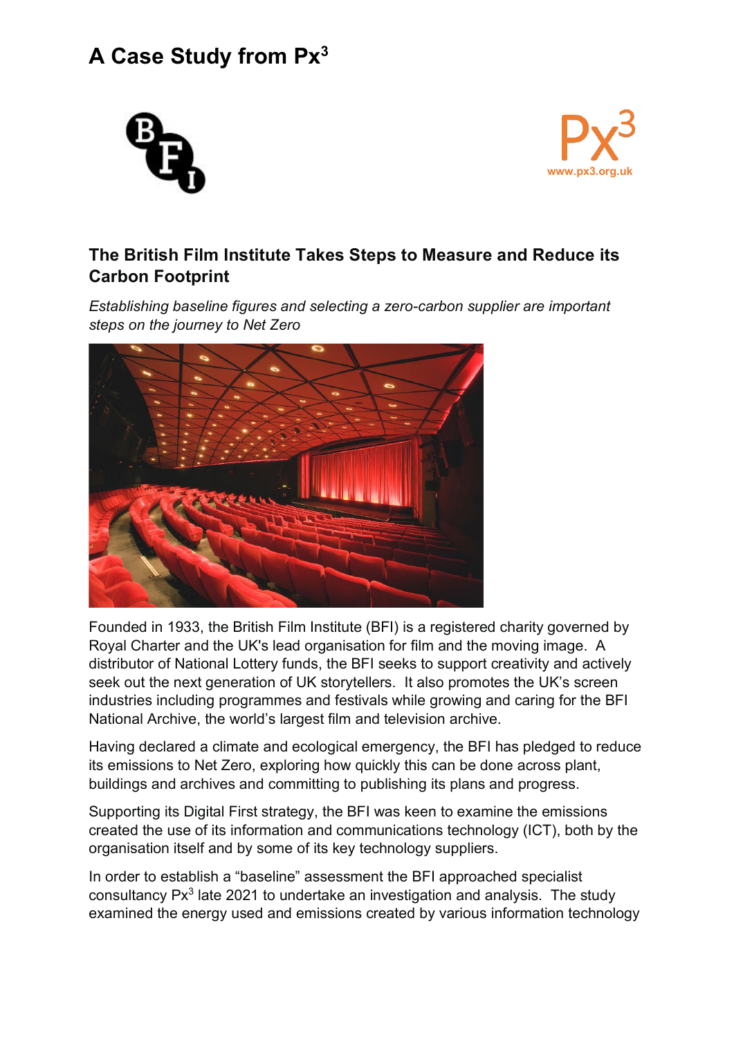# A Case Study from Px$^3$

www.px3.org.uk

## The British Film Institute Takes Steps to Measure and Reduce its Carbon Footprint

*Establishing baseline figures and selecting a zero-carbon supplier are important steps on the journey to Net Zero*

Founded in 1933, the British Film Institute (BFI) is a registered charity governed by Royal Charter and the UK's lead organisation for film and the moving image. A distributor of National Lottery funds, the BFI seeks to support creativity and actively seek out the next generation of UK storytellers. It also promotes the UK's screen industries including programmes and festivals while growing and caring for the BFI National Archive, the world's largest film and television archive.

Having declared a climate and ecological emergency, the BFI has pledged to reduce its emissions to Net Zero, exploring how quickly this can be done across plant, buildings and archives and committing to publishing its plans and progress.

Supporting its Digital First strategy, the BFI was keen to examine the emissions created the use of its information and communications technology (ICT), both by the organisation itself and by some of its key technology suppliers.

In order to establish a "baseline" assessment the BFI approached specialist consultancy Px$^3$ late 2021 to undertake an investigation and analysis. The study examined the energy used and emissions created by various information technology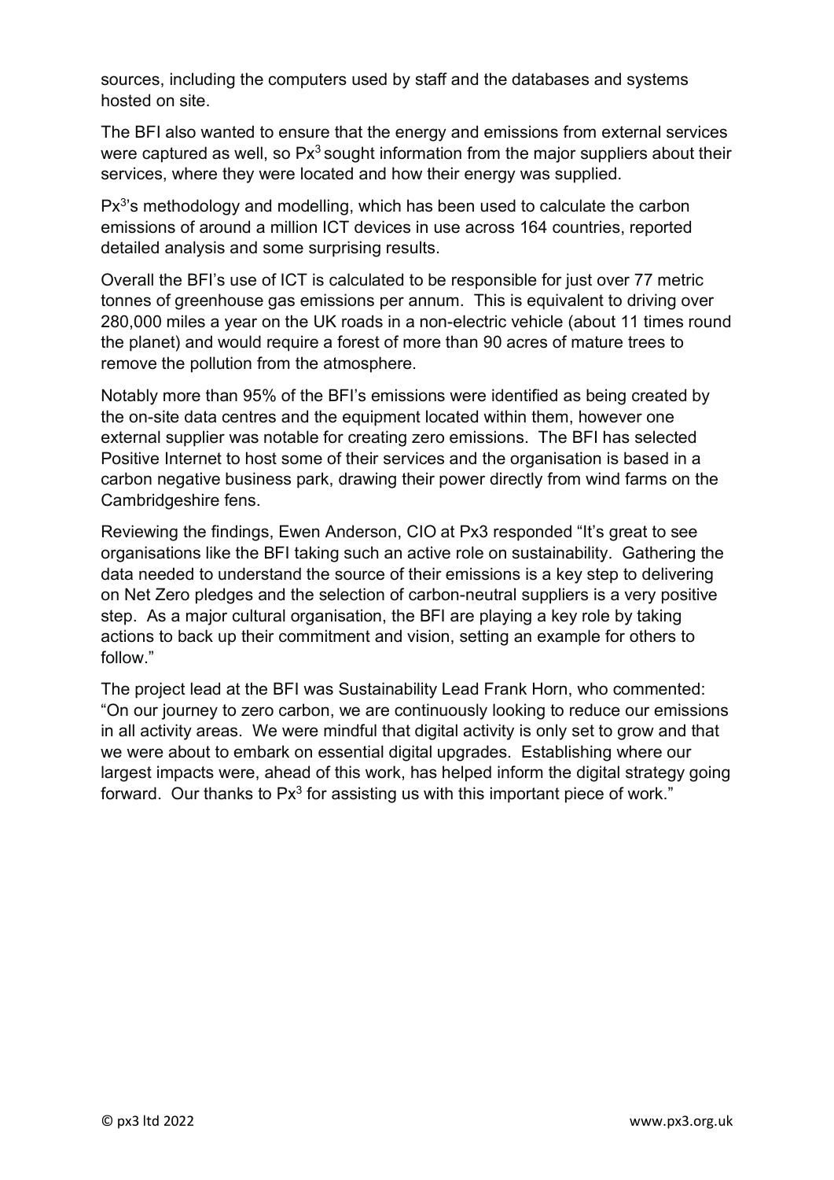sources, including the computers used by staff and the databases and systems hosted on site.

The BFI also wanted to ensure that the energy and emissions from external services were captured as well, so $Px^3$ sought information from the major suppliers about their services, where they were located and how their energy was supplied.

$Px^3$'s methodology and modelling, which has been used to calculate the carbon emissions of around a million ICT devices in use across 164 countries, reported detailed analysis and some surprising results.

Overall the BFI's use of ICT is calculated to be responsible for just over 77 metric tonnes of greenhouse gas emissions per annum. This is equivalent to driving over 280,000 miles a year on the UK roads in a non-electric vehicle (about 11 times round the planet) and would require a forest of more than 90 acres of mature trees to remove the pollution from the atmosphere.

Notably more than 95% of the BFI's emissions were identified as being created by the on-site data centres and the equipment located within them, however one external supplier was notable for creating zero emissions. The BFI has selected Positive Internet to host some of their services and the organisation is based in a carbon negative business park, drawing their power directly from wind farms on the Cambridgeshire fens.

Reviewing the findings, Ewen Anderson, CIO at Px3 responded "It's great to see organisations like the BFI taking such an active role on sustainability. Gathering the data needed to understand the source of their emissions is a key step to delivering on Net Zero pledges and the selection of carbon-neutral suppliers is a very positive step. As a major cultural organisation, the BFI are playing a key role by taking actions to back up their commitment and vision, setting an example for others to follow."

The project lead at the BFI was Sustainability Lead Frank Horn, who commented: "On our journey to zero carbon, we are continuously looking to reduce our emissions in all activity areas. We were mindful that digital activity is only set to grow and that we were about to embark on essential digital upgrades. Establishing where our largest impacts were, ahead of this work, has helped inform the digital strategy going forward. Our thanks to $Px^3$ for assisting us with this important piece of work."

© px3 ltd 2022 www.px3.org.uk